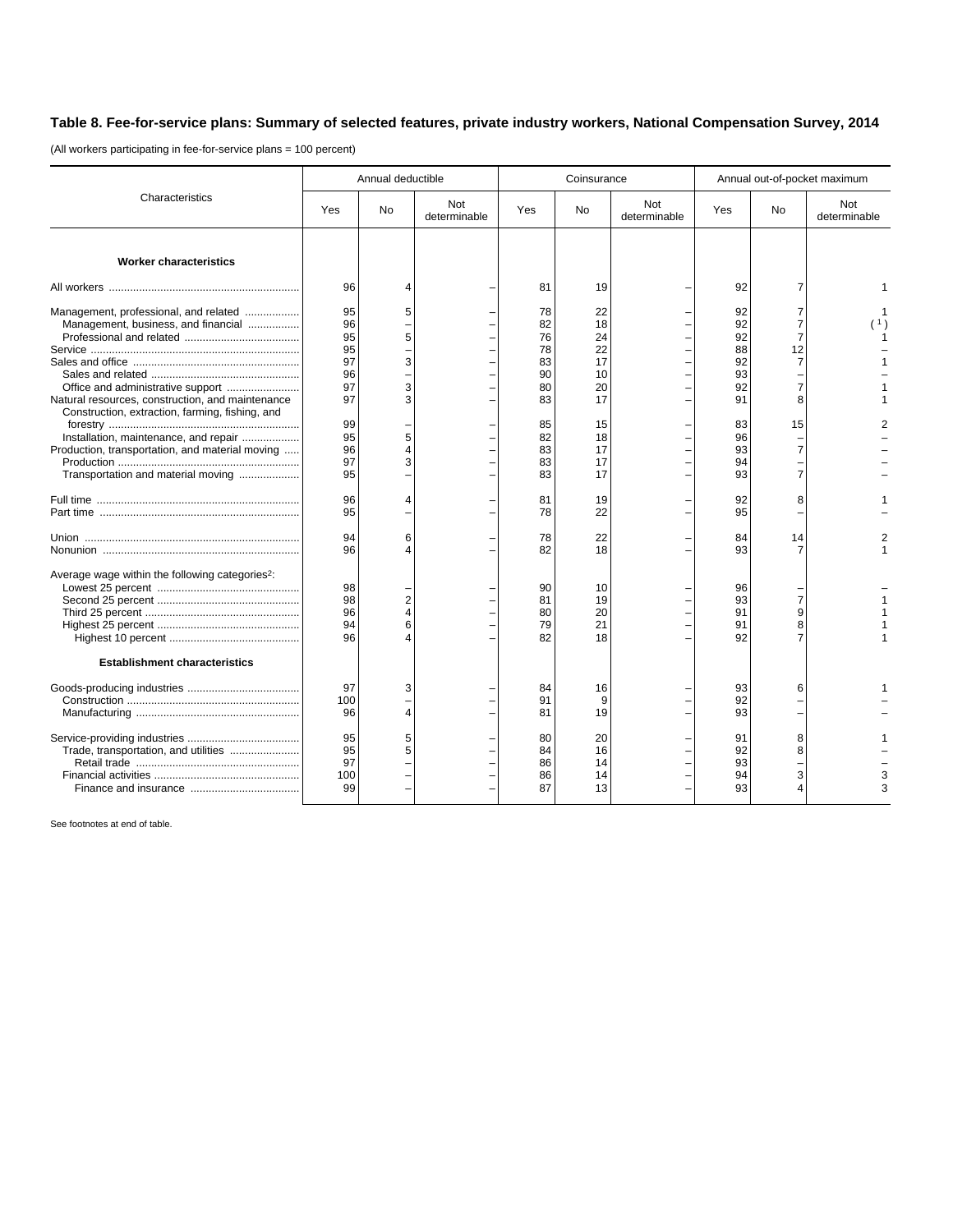## Table 8. Fee-for-service plans: Summary of selected features, private industry workers, National Compensation Survey, 2014

(All workers participating in fee-for-service plans = 100 percent)

| Characteristics | Annual deductible | | | Coinsurance | | | Annual out-of-pocket maximum | | |
|---|---|---|---|---|---|---|---|---|---|
| | Yes | No | Not determinable | Yes | No | Not determinable | Yes | No | Not determinable |
| **Worker characteristics** | | | | | | | | | |
| All workers | 96 | 4 | – | 81 | 19 | – | 92 | 7 | 1 |
| Management, professional, and related | 95 | 5 | – | 78 | 22 | – | 92 | 7 | 1 |
| Management, business, and financial | 96 | – | – | 82 | 18 | – | 92 | 7 | ( 1 ) |
| Professional and related | 95 | 5 | – | 76 | 24 | – | 92 | 7 | 1 |
| Service | 95 | – | – | 78 | 22 | – | 88 | 12 | – |
| Sales and office | 97 | 3 | – | 83 | 17 | – | 92 | 7 | 1 |
| Sales and related | 96 | – | – | 90 | 10 | – | 93 | – | – |
| Office and administrative support | 97 | 3 | – | 80 | 20 | – | 92 | 7 | 1 |
| Natural resources, construction, and maintenance | 97 | 3 | – | 83 | 17 | – | 91 | 8 | 1 |
| Construction, extraction, farming, fishing, and forestry | 99 | – | – | 85 | 15 | – | 83 | 15 | 2 |
| Installation, maintenance, and repair | 95 | 5 | – | 82 | 18 | – | 96 | – | – |
| Production, transportation, and material moving | 96 | 4 | – | 83 | 17 | – | 93 | 7 | – |
| Production | 97 | 3 | – | 83 | 17 | – | 94 | – | – |
| Transportation and material moving | 95 | – | – | 83 | 17 | – | 93 | 7 | – |
| Full time | 96 | 4 | – | 81 | 19 | – | 92 | 8 | 1 |
| Part time | 95 | – | – | 78 | 22 | – | 95 | – | – |
| Union | 94 | 6 | – | 78 | 22 | – | 84 | 14 | 2 |
| Nonunion | 96 | 4 | – | 82 | 18 | – | 93 | 7 | 1 |
| Average wage within the following categories[2]: | | | | | | | | | |
| Lowest 25 percent | 98 | – | – | 90 | 10 | – | 96 | – | – |
| Second 25 percent | 98 | 2 | – | 81 | 19 | – | 93 | 7 | 1 |
| Third 25 percent | 96 | 4 | – | 80 | 20 | – | 91 | 9 | 1 |
| Highest 25 percent | 94 | 6 | – | 79 | 21 | – | 91 | 8 | 1 |
| Highest 10 percent | 96 | 4 | – | 82 | 18 | – | 92 | 7 | 1 |
| **Establishment characteristics** | | | | | | | | | |
| Goods-producing industries | 97 | 3 | – | 84 | 16 | – | 93 | 6 | 1 |
| Construction | 100 | – | – | 91 | 9 | – | 92 | – | – |
| Manufacturing | 96 | 4 | – | 81 | 19 | – | 93 | – | – |
| Service-providing industries | 95 | 5 | – | 80 | 20 | – | 91 | 8 | 1 |
| Trade, transportation, and utilities | 95 | 5 | – | 84 | 16 | – | 92 | 8 | – |
| Retail trade | 97 | – | – | 86 | 14 | – | 93 | – | – |
| Financial activities | 100 | – | – | 86 | 14 | – | 94 | 3 | 3 |
| Finance and insurance | 99 | – | – | 87 | 13 | – | 93 | 4 | 3 |

See footnotes at end of table.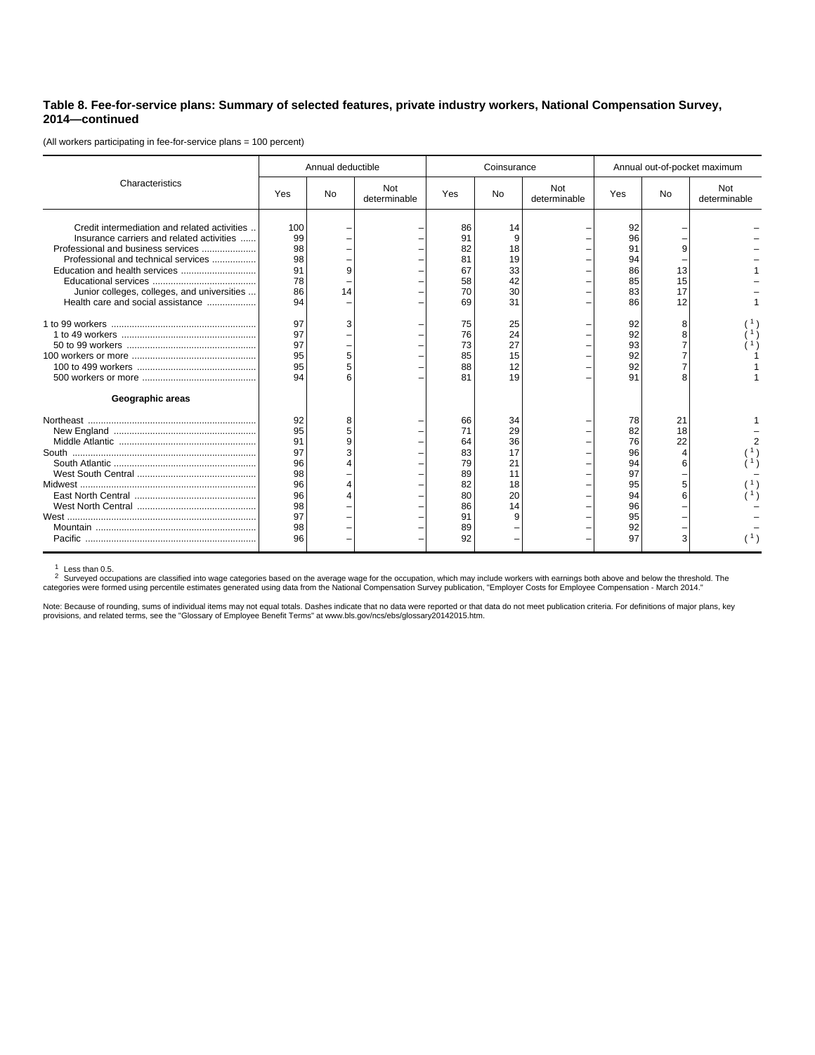**Table 8. Fee-for-service plans: Summary of selected features, private industry workers, National Compensation Survey, 2014—continued**

(All workers participating in fee-for-service plans = 100 percent)

| Characteristics | Annual deductible | | | Coinsurance | | | Annual out-of-pocket maximum | | |
|---|---|---|---|---|---|---|---|---|---|
| | Yes | No | Not determinable | Yes | No | Not determinable | Yes | No | Not determinable |
| Credit intermediation and related activities | 100 | – | – | 86 | 14 | – | 92 | – | – |
| Insurance carriers and related activities | 99 | – | – | 91 | 9 | – | 96 | – | – |
| Professional and business services | 98 | – | – | 82 | 18 | – | 91 | 9 | – |
| Professional and technical services | 98 | – | – | 81 | 19 | – | 94 | – | – |
| Education and health services | 91 | 9 | – | 67 | 33 | – | 86 | 13 | 1 |
| Educational services | 78 | – | – | 58 | 42 | – | 85 | 15 | – |
| Junior colleges, colleges, and universities | 86 | 14 | – | 70 | 30 | – | 83 | 17 | – |
| Health care and social assistance | 94 | – | – | 69 | 31 | – | 86 | 12 | 1 |
| 1 to 99 workers | 97 | 3 | – | 75 | 25 | – | 92 | 8 | ([1]) |
| 1 to 49 workers | 97 | – | – | 76 | 24 | – | 92 | 8 | ([1]) |
| 50 to 99 workers | 97 | – | – | 73 | 27 | – | 93 | 7 | ([1]) |
| 100 workers or more | 95 | 5 | – | 85 | 15 | – | 92 | 7 | 1 |
| 100 to 499 workers | 95 | 5 | – | 88 | 12 | – | 92 | 7 | 1 |
| 500 workers or more | 94 | 6 | – | 81 | 19 | – | 91 | 8 | 1 |
| **Geographic areas** | | | | | | | | | |
| Northeast | 92 | 8 | – | 66 | 34 | – | 78 | 21 | 1 |
| New England | 95 | 5 | – | 71 | 29 | – | 82 | 18 | – |
| Middle Atlantic | 91 | 9 | – | 64 | 36 | – | 76 | 22 | 2 |
| South | 97 | 3 | – | 83 | 17 | – | 96 | 4 | ([1]) |
| South Atlantic | 96 | 4 | – | 79 | 21 | – | 94 | 6 | ([1]) |
| West South Central | 98 | – | – | 89 | 11 | – | 97 | – | – |
| Midwest | 96 | 4 | – | 82 | 18 | – | 95 | 5 | ([1]) |
| East North Central | 96 | 4 | – | 80 | 20 | – | 94 | 6 | ([1]) |
| West North Central | 98 | – | – | 86 | 14 | – | 96 | – | – |
| West | 97 | – | – | 91 | 9 | – | 95 | – | – |
| Mountain | 98 | – | – | 89 | – | – | 92 | – | – |
| Pacific | 96 | – | – | 92 | – | – | 97 | 3 | ([1]) |

[1] Less than 0.5.
[2] Surveyed occupations are classified into wage categories based on the average wage for the occupation, which may include workers with earnings both above and below the threshold. The categories were formed using percentile estimates generated using data from the National Compensation Survey publication, "Employer Costs for Employee Compensation - March 2014."

Note: Because of rounding, sums of individual items may not equal totals. Dashes indicate that no data were reported or that data do not meet publication criteria. For definitions of major plans, key provisions, and related terms, see the "Glossary of Employee Benefit Terms" at www.bls.gov/ncs/ebs/glossary20142015.htm.